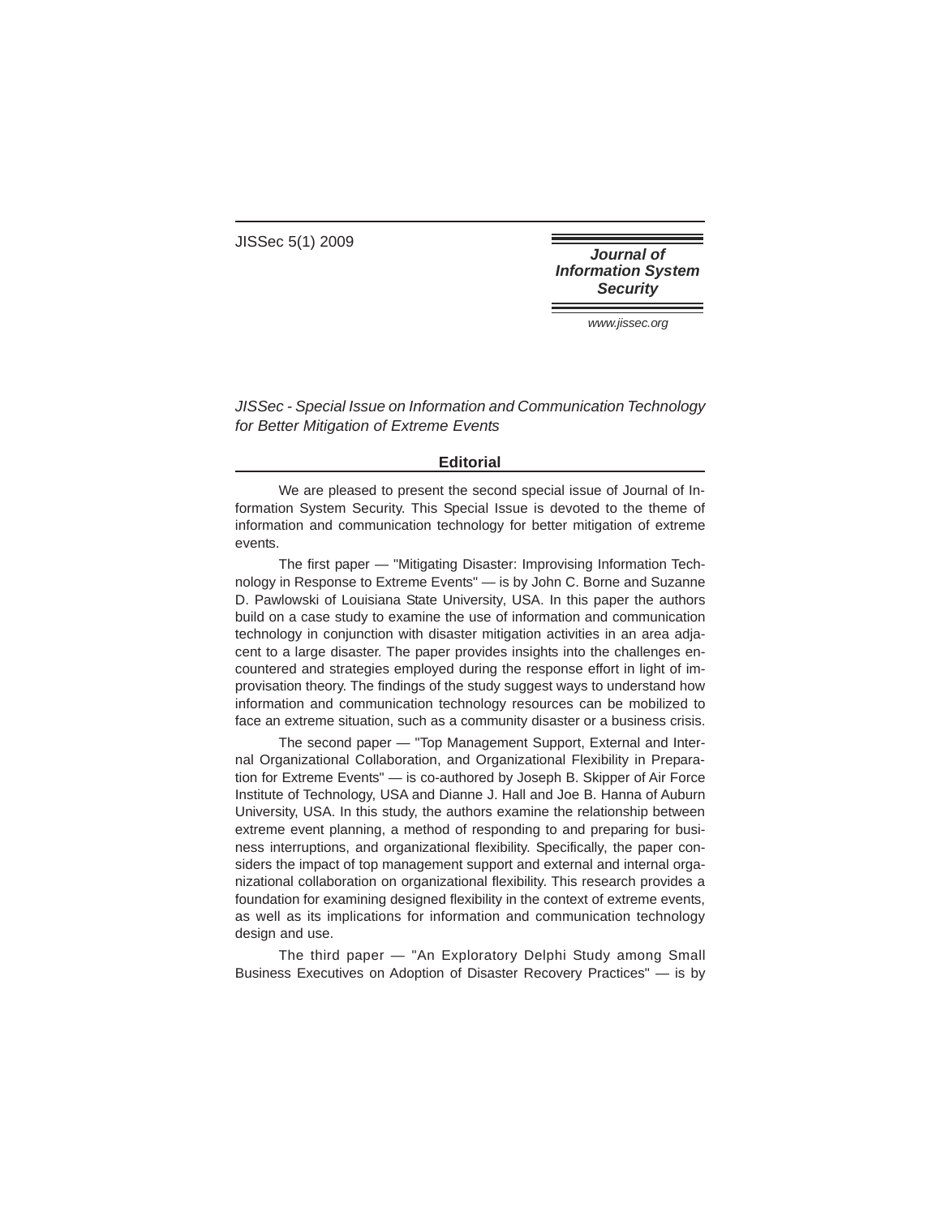*JISSec - Special Issue on Information and Communication Technology for Better Mitigation of Extreme Events*

## Editorial

We are pleased to present the second special issue of Journal of Information System Security. This Special Issue is devoted to the theme of information and communication technology for better mitigation of extreme events.

The first paper — "Mitigating Disaster: Improvising Information Technology in Response to Extreme Events" — is by John C. Borne and Suzanne D. Pawlowski of Louisiana State University, USA. In this paper the authors build on a case study to examine the use of information and communication technology in conjunction with disaster mitigation activities in an area adjacent to a large disaster. The paper provides insights into the challenges encountered and strategies employed during the response effort in light of improvisation theory. The findings of the study suggest ways to understand how information and communication technology resources can be mobilized to face an extreme situation, such as a community disaster or a business crisis.

The second paper — "Top Management Support, External and Internal Organizational Collaboration, and Organizational Flexibility in Preparation for Extreme Events" — is co-authored by Joseph B. Skipper of Air Force Institute of Technology, USA and Dianne J. Hall and Joe B. Hanna of Auburn University, USA. In this study, the authors examine the relationship between extreme event planning, a method of responding to and preparing for business interruptions, and organizational flexibility. Specifically, the paper considers the impact of top management support and external and internal organizational collaboration on organizational flexibility. This research provides a foundation for examining designed flexibility in the context of extreme events, as well as its implications for information and communication technology design and use.

The third paper — "An Exploratory Delphi Study among Small Business Executives on Adoption of Disaster Recovery Practices" — is by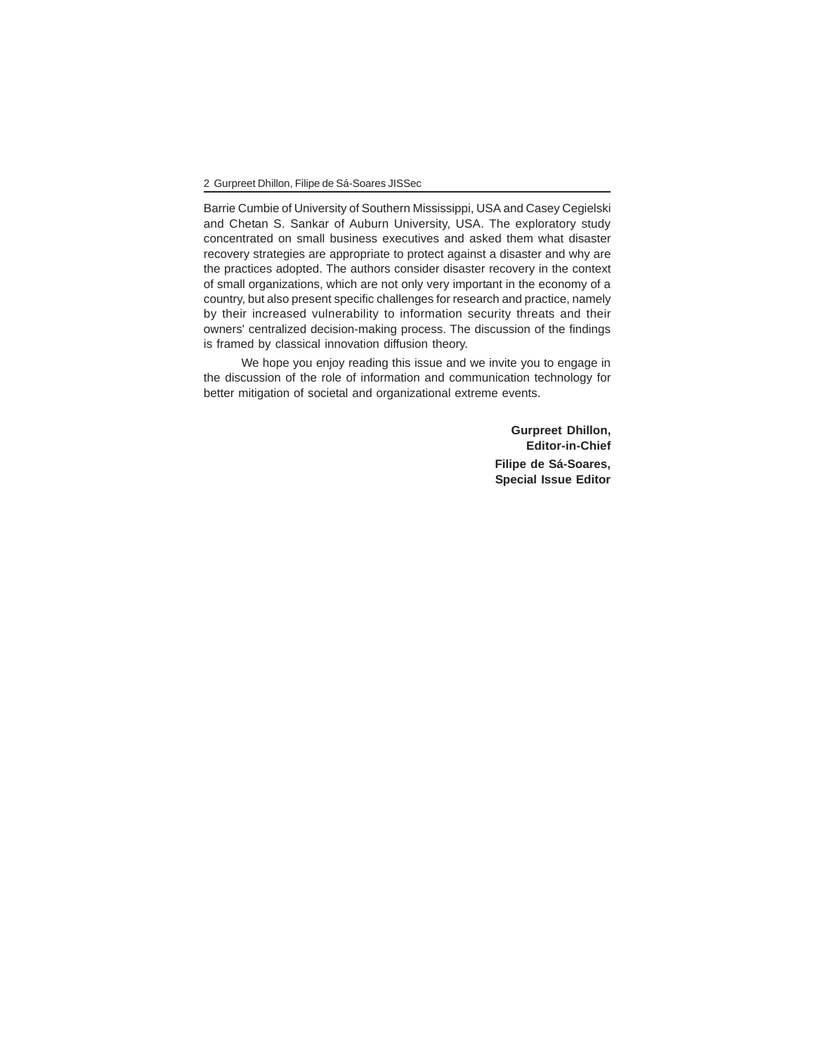Barrie Cumbie of University of Southern Mississippi, USA and Casey Cegielski and Chetan S. Sankar of Auburn University, USA. The exploratory study concentrated on small business executives and asked them what disaster recovery strategies are appropriate to protect against a disaster and why are the practices adopted. The authors consider disaster recovery in the context of small organizations, which are not only very important in the economy of a country, but also present specific challenges for research and practice, namely by their increased vulnerability to information security threats and their owners' centralized decision-making process. The discussion of the findings is framed by classical innovation diffusion theory.

We hope you enjoy reading this issue and we invite you to engage in the discussion of the role of information and communication technology for better mitigation of societal and organizational extreme events.

**Gurpreet Dhillon,**
**Editor-in-Chief**

**Filipe de Sá-Soares,**
**Special Issue Editor**